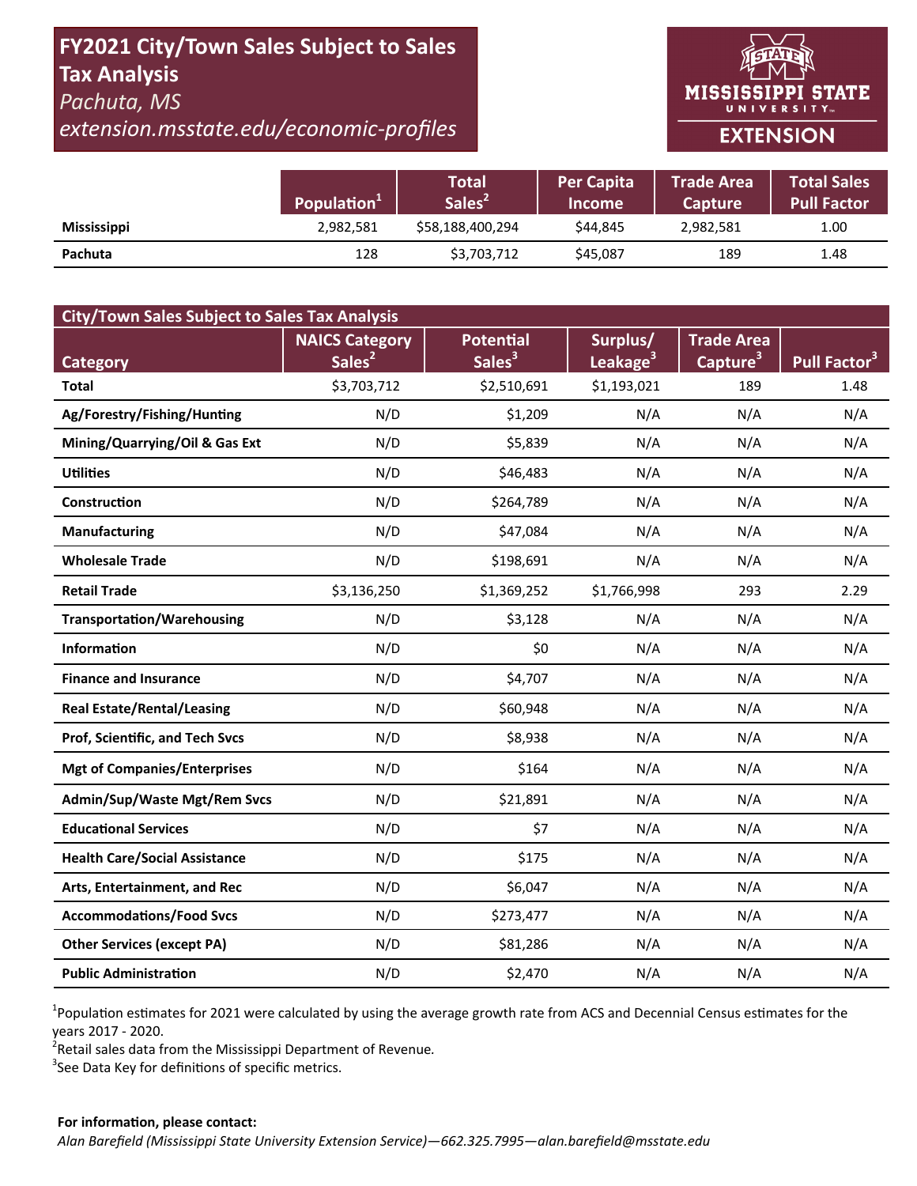# FY2021 City/Town Sales Subject to Sales Tax Analysis

*Pachuta, MS*

*extension.msstate.edu/economic-profiles*

MISSISSIPPI STATE UNIVERSITY EXTENSION

| | Population[1] | Total Sales[2] | Per Capita Income | Trade Area Capture | Total Sales Pull Factor |
|---|---|---|---|---|---|
| **Mississippi** | 2,982,581 | $58,188,400,294 | $44,845 | 2,982,581 | 1.00 |
| **Pachuta** | 128 | $3,703,712 | $45,087 | 189 | 1.48 |

| City/Town Sales Subject to Sales Tax Analysis | | | | | |
|---|---|---|---|---|---|
| **Category** | **NAICS Category Sales[2]** | **Potential Sales[3]** | **Surplus/ Leakage[3]** | **Trade Area Capture[3]** | **Pull Factor[3]** |
| **Total** | $3,703,712 | $2,510,691 | $1,193,021 | 189 | 1.48 |
| **Ag/Forestry/Fishing/Hunting** | N/D | $1,209 | N/A | N/A | N/A |
| **Mining/Quarrying/Oil & Gas Ext** | N/D | $5,839 | N/A | N/A | N/A |
| **Utilities** | N/D | $46,483 | N/A | N/A | N/A |
| **Construction** | N/D | $264,789 | N/A | N/A | N/A |
| **Manufacturing** | N/D | $47,084 | N/A | N/A | N/A |
| **Wholesale Trade** | N/D | $198,691 | N/A | N/A | N/A |
| **Retail Trade** | $3,136,250 | $1,369,252 | $1,766,998 | 293 | 2.29 |
| **Transportation/Warehousing** | N/D | $3,128 | N/A | N/A | N/A |
| **Information** | N/D | $0 | N/A | N/A | N/A |
| **Finance and Insurance** | N/D | $4,707 | N/A | N/A | N/A |
| **Real Estate/Rental/Leasing** | N/D | $60,948 | N/A | N/A | N/A |
| **Prof, Scientific, and Tech Svcs** | N/D | $8,938 | N/A | N/A | N/A |
| **Mgt of Companies/Enterprises** | N/D | $164 | N/A | N/A | N/A |
| **Admin/Sup/Waste Mgt/Rem Svcs** | N/D | $21,891 | N/A | N/A | N/A |
| **Educational Services** | N/D | $7 | N/A | N/A | N/A |
| **Health Care/Social Assistance** | N/D | $175 | N/A | N/A | N/A |
| **Arts, Entertainment, and Rec** | N/D | $6,047 | N/A | N/A | N/A |
| **Accommodations/Food Svcs** | N/D | $273,477 | N/A | N/A | N/A |
| **Other Services (except PA)** | N/D | $81,286 | N/A | N/A | N/A |
| **Public Administration** | N/D | $2,470 | N/A | N/A | N/A |

[1]Population estimates for 2021 were calculated by using the average growth rate from ACS and Decennial Census estimates for the years 2017 - 2020.

[2]Retail sales data from the Mississippi Department of Revenue.

[3]See Data Key for definitions of specific metrics.

**For information, please contact:**

*Alan Barefield (Mississippi State University Extension Service)—662.325.7995—alan.barefield@msstate.edu*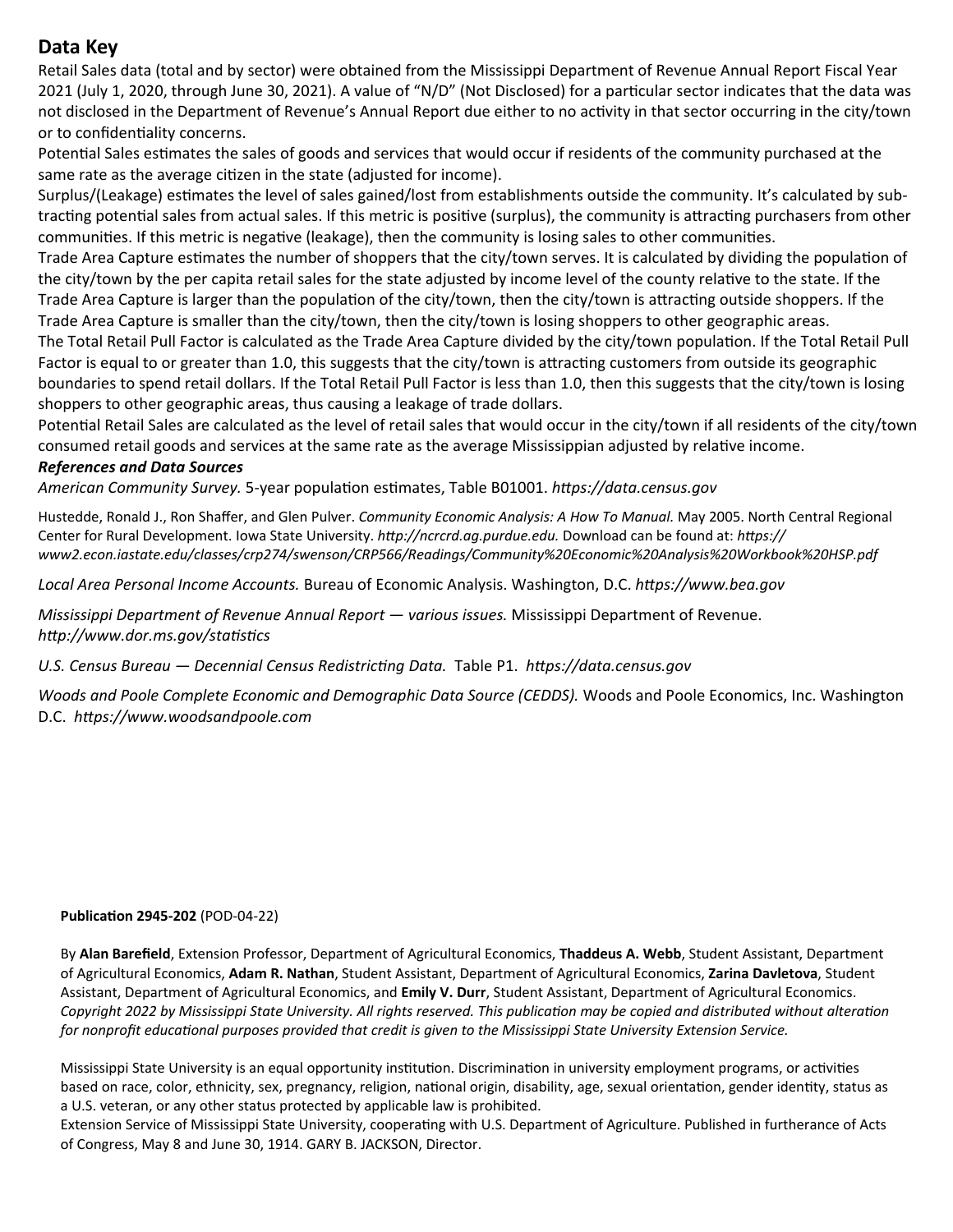## Data Key

Retail Sales data (total and by sector) were obtained from the Mississippi Department of Revenue Annual Report Fiscal Year 2021 (July 1, 2020, through June 30, 2021). A value of "N/D" (Not Disclosed) for a particular sector indicates that the data was not disclosed in the Department of Revenue's Annual Report due either to no activity in that sector occurring in the city/town or to confidentiality concerns.

Potential Sales estimates the sales of goods and services that would occur if residents of the community purchased at the same rate as the average citizen in the state (adjusted for income).

Surplus/(Leakage) estimates the level of sales gained/lost from establishments outside the community. It's calculated by subtracting potential sales from actual sales. If this metric is positive (surplus), the community is attracting purchasers from other communities. If this metric is negative (leakage), then the community is losing sales to other communities.

Trade Area Capture estimates the number of shoppers that the city/town serves. It is calculated by dividing the population of the city/town by the per capita retail sales for the state adjusted by income level of the county relative to the state. If the Trade Area Capture is larger than the population of the city/town, then the city/town is attracting outside shoppers. If the Trade Area Capture is smaller than the city/town, then the city/town is losing shoppers to other geographic areas.

The Total Retail Pull Factor is calculated as the Trade Area Capture divided by the city/town population. If the Total Retail Pull Factor is equal to or greater than 1.0, this suggests that the city/town is attracting customers from outside its geographic boundaries to spend retail dollars. If the Total Retail Pull Factor is less than 1.0, then this suggests that the city/town is losing shoppers to other geographic areas, thus causing a leakage of trade dollars.

Potential Retail Sales are calculated as the level of retail sales that would occur in the city/town if all residents of the city/town consumed retail goods and services at the same rate as the average Mississippian adjusted by relative income.

### *References and Data Sources*

*American Community Survey.* 5-year population estimates, Table B01001. *https://data.census.gov*

Hustedde, Ronald J., Ron Shaffer, and Glen Pulver. *Community Economic Analysis: A How To Manual.* May 2005. North Central Regional Center for Rural Development. Iowa State University. *http://ncrcrd.ag.purdue.edu.* Download can be found at: *https://www2.econ.iastate.edu/classes/crp274/swenson/CRP566/Readings/Community%20Economic%20Analysis%20Workbook%20HSP.pdf*

*Local Area Personal Income Accounts.* Bureau of Economic Analysis. Washington, D.C. *https://www.bea.gov*

*Mississippi Department of Revenue Annual Report — various issues.* Mississippi Department of Revenue. *http://www.dor.ms.gov/statistics*

*U.S. Census Bureau — Decennial Census Redistricting Data.* Table P1. *https://data.census.gov*

*Woods and Poole Complete Economic and Demographic Data Source (CEDDS).* Woods and Poole Economics, Inc. Washington D.C. *https://www.woodsandpoole.com*

**Publication 2945-202** (POD-04-22)

By **Alan Barefield**, Extension Professor, Department of Agricultural Economics, **Thaddeus A. Webb**, Student Assistant, Department of Agricultural Economics, **Adam R. Nathan**, Student Assistant, Department of Agricultural Economics, **Zarina Davletova**, Student Assistant, Department of Agricultural Economics, and **Emily V. Durr**, Student Assistant, Department of Agricultural Economics. *Copyright 2022 by Mississippi State University. All rights reserved. This publication may be copied and distributed without alteration for nonprofit educational purposes provided that credit is given to the Mississippi State University Extension Service.*

Mississippi State University is an equal opportunity institution. Discrimination in university employment programs, or activities based on race, color, ethnicity, sex, pregnancy, religion, national origin, disability, age, sexual orientation, gender identity, status as a U.S. veteran, or any other status protected by applicable law is prohibited.

Extension Service of Mississippi State University, cooperating with U.S. Department of Agriculture. Published in furtherance of Acts of Congress, May 8 and June 30, 1914. GARY B. JACKSON, Director.